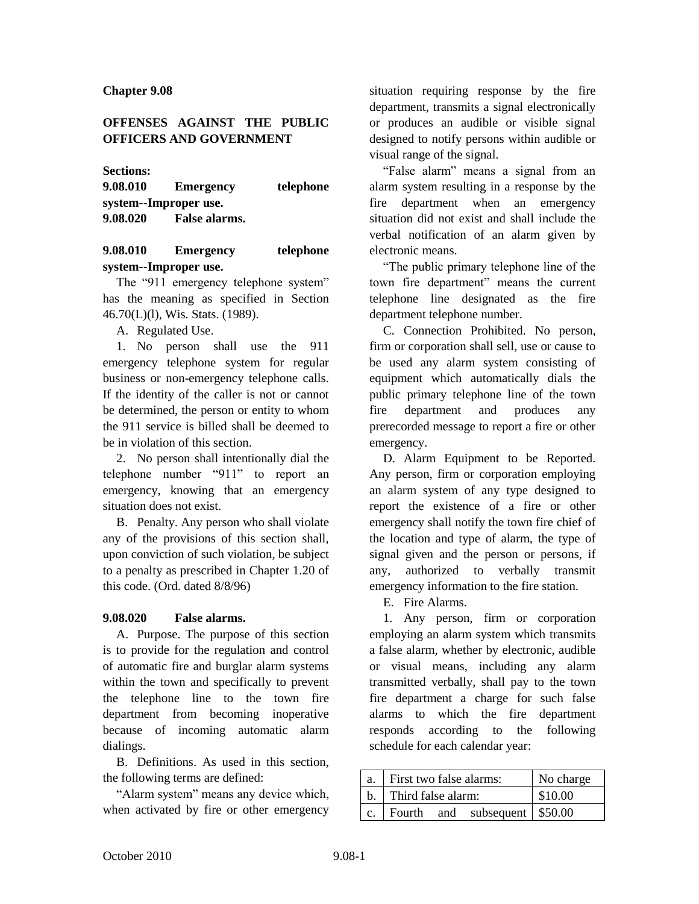# Chapter 9.08

## OFFENSES AGAINST THE PUBLIC OFFICERS AND GOVERNMENT

**Sections:**

**9.08.010 Emergency telephone system--Improper use.**
**9.08.020 False alarms.**

### 9.08.010 Emergency telephone system--Improper use.

The "911 emergency telephone system" has the meaning as specified in Section 46.70(L)(l), Wis. Stats. (1989).

A. Regulated Use.

1. No person shall use the 911 emergency telephone system for regular business or non-emergency telephone calls. If the identity of the caller is not or cannot be determined, the person or entity to whom the 911 service is billed shall be deemed to be in violation of this section.

2. No person shall intentionally dial the telephone number "911" to report an emergency, knowing that an emergency situation does not exist.

B. Penalty. Any person who shall violate any of the provisions of this section shall, upon conviction of such violation, be subject to a penalty as prescribed in Chapter 1.20 of this code. (Ord. dated 8/8/96)

### 9.08.020 False alarms.

A. Purpose. The purpose of this section is to provide for the regulation and control of automatic fire and burglar alarm systems within the town and specifically to prevent the telephone line to the town fire department from becoming inoperative because of incoming automatic alarm dialings.

B. Definitions. As used in this section, the following terms are defined:

"Alarm system" means any device which, when activated by fire or other emergency situation requiring response by the fire department, transmits a signal electronically or produces an audible or visible signal designed to notify persons within audible or visual range of the signal.

"False alarm" means a signal from an alarm system resulting in a response by the fire department when an emergency situation did not exist and shall include the verbal notification of an alarm given by electronic means.

"The public primary telephone line of the town fire department" means the current telephone line designated as the fire department telephone number.

C. Connection Prohibited. No person, firm or corporation shall sell, use or cause to be used any alarm system consisting of equipment which automatically dials the public primary telephone line of the town fire department and produces any prerecorded message to report a fire or other emergency.

D. Alarm Equipment to be Reported. Any person, firm or corporation employing an alarm system of any type designed to report the existence of a fire or other emergency shall notify the town fire chief of the location and type of alarm, the type of signal given and the person or persons, if any, authorized to verbally transmit emergency information to the fire station.

E. Fire Alarms.

1. Any person, firm or corporation employing an alarm system which transmits a false alarm, whether by electronic, audible or visual means, including any alarm transmitted verbally, shall pay to the town fire department a charge for such false alarms to which the fire department responds according to the following schedule for each calendar year:

| | | |
|---|---|---|
| a. | First two false alarms: | No charge |
| b. | Third false alarm: | $10.00 |
| c. | Fourth and subsequent | $50.00 |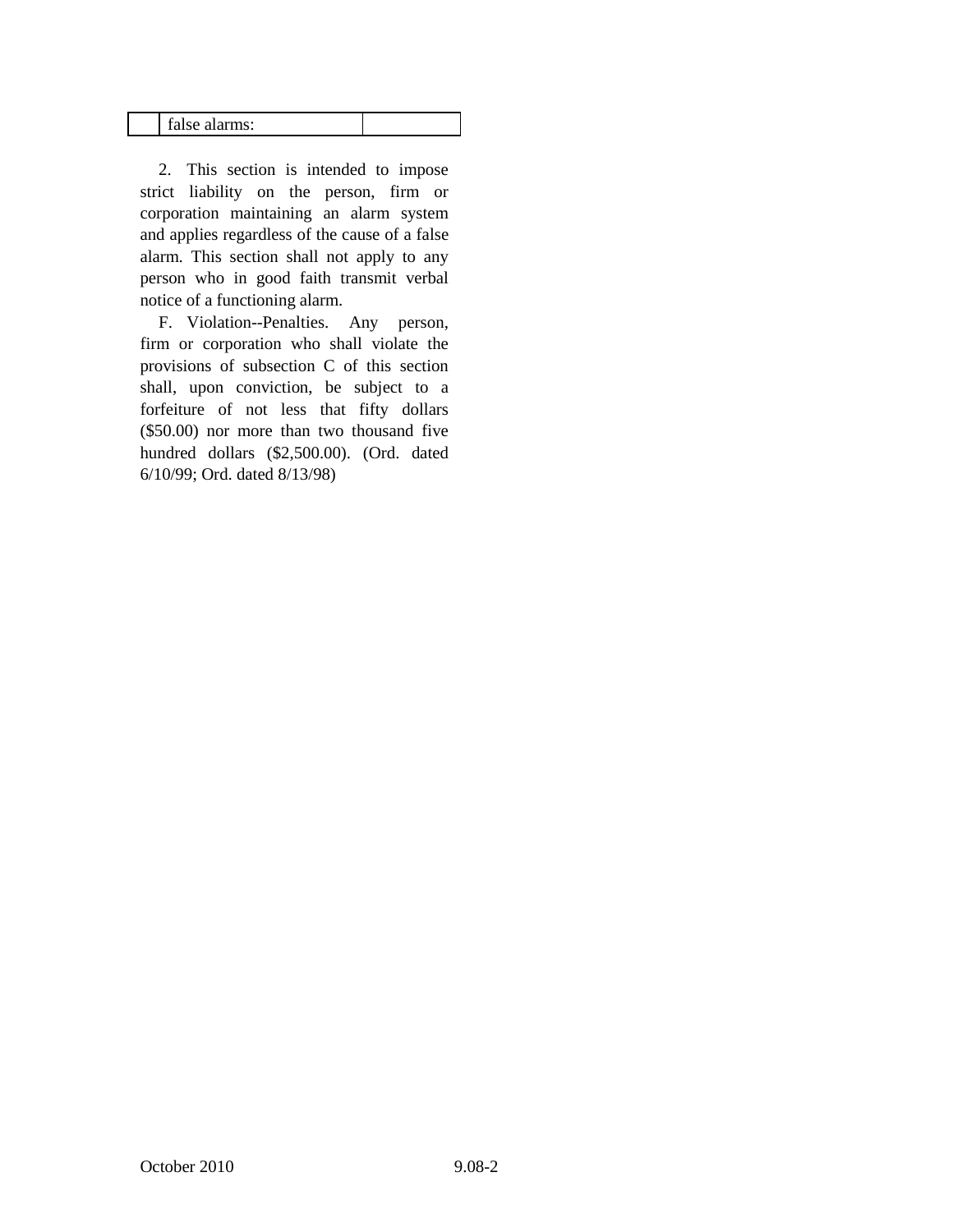| | | |
|---|---|---|
| | false alarms: | |

2. This section is intended to impose strict liability on the person, firm or corporation maintaining an alarm system and applies regardless of the cause of a false alarm. This section shall not apply to any person who in good faith transmit verbal notice of a functioning alarm.

F. Violation--Penalties. Any person, firm or corporation who shall violate the provisions of subsection C of this section shall, upon conviction, be subject to a forfeiture of not less that fifty dollars ($50.00) nor more than two thousand five hundred dollars ($2,500.00). (Ord. dated 6/10/99; Ord. dated 8/13/98)